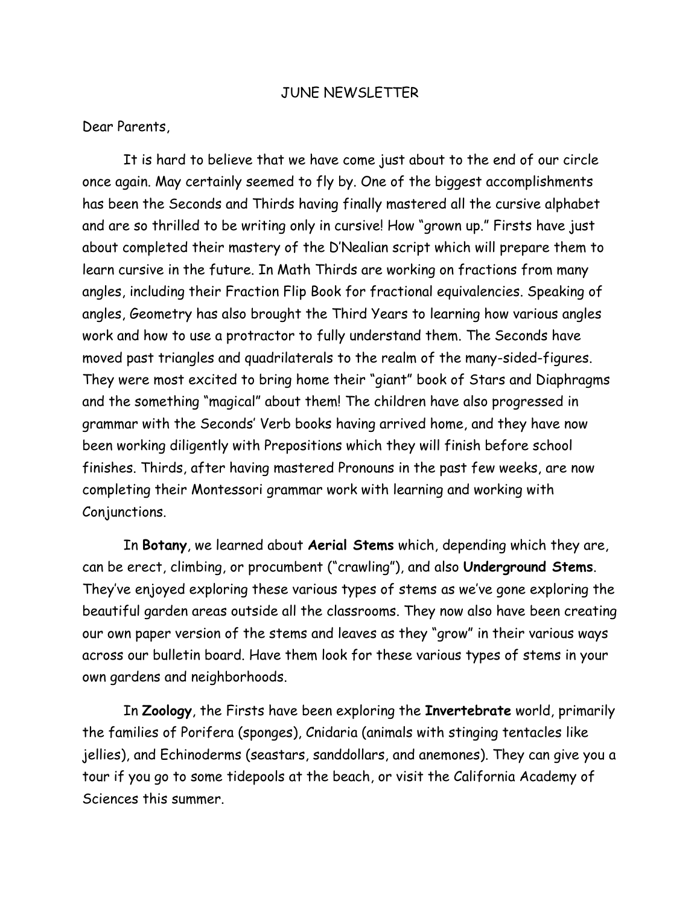# JUNE NEWSLETTER

Dear Parents,

It is hard to believe that we have come just about to the end of our circle once again. May certainly seemed to fly by. One of the biggest accomplishments has been the Seconds and Thirds having finally mastered all the cursive alphabet and are so thrilled to be writing only in cursive! How "grown up." Firsts have just about completed their mastery of the D'Nealian script which will prepare them to learn cursive in the future. In Math Thirds are working on fractions from many angles, including their Fraction Flip Book for fractional equivalencies. Speaking of angles, Geometry has also brought the Third Years to learning how various angles work and how to use a protractor to fully understand them. The Seconds have moved past triangles and quadrilaterals to the realm of the many-sided-figures. They were most excited to bring home their "giant" book of Stars and Diaphragms and the something "magical" about them! The children have also progressed in grammar with the Seconds' Verb books having arrived home, and they have now been working diligently with Prepositions which they will finish before school finishes. Thirds, after having mastered Pronouns in the past few weeks, are now completing their Montessori grammar work with learning and working with Conjunctions.

In **Botany**, we learned about **Aerial Stems** which, depending which they are, can be erect, climbing, or procumbent ("crawling"), and also **Underground Stems**. They've enjoyed exploring these various types of stems as we've gone exploring the beautiful garden areas outside all the classrooms. They now also have been creating our own paper version of the stems and leaves as they "grow" in their various ways across our bulletin board. Have them look for these various types of stems in your own gardens and neighborhoods.

In **Zoology**, the Firsts have been exploring the **Invertebrate** world, primarily the families of Porifera (sponges), Cnidaria (animals with stinging tentacles like jellies), and Echinoderms (seastars, sanddollars, and anemones). They can give you a tour if you go to some tidepools at the beach, or visit the California Academy of Sciences this summer.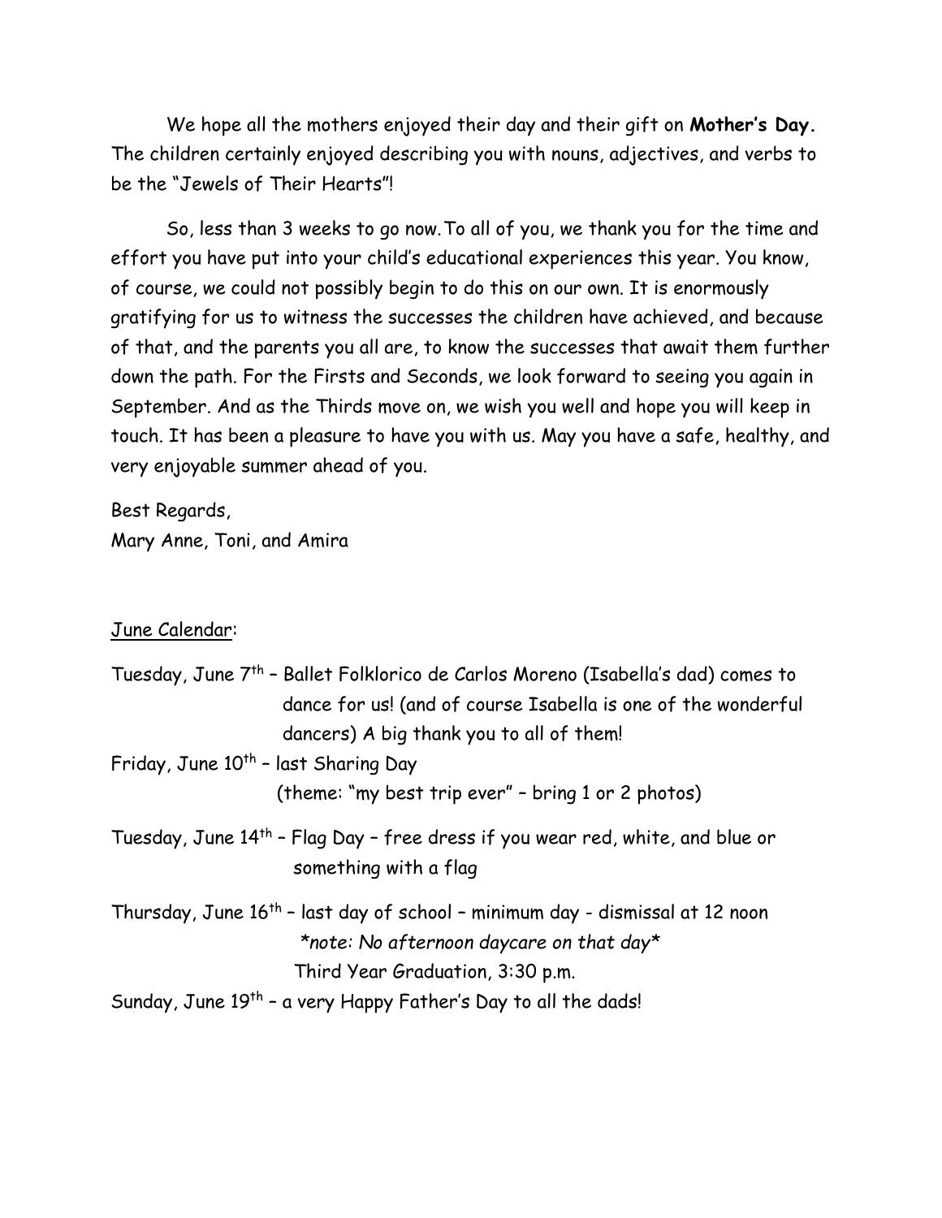We hope all the mothers enjoyed their day and their gift on **Mother's Day.** The children certainly enjoyed describing you with nouns, adjectives, and verbs to be the "Jewels of Their Hearts"!

So, less than 3 weeks to go now.To all of you, we thank you for the time and effort you have put into your child's educational experiences this year. You know, of course, we could not possibly begin to do this on our own. It is enormously gratifying for us to witness the successes the children have achieved, and because of that, and the parents you all are, to know the successes that await them further down the path. For the Firsts and Seconds, we look forward to seeing you again in September. And as the Thirds move on, we wish you well and hope you will keep in touch. It has been a pleasure to have you with us. May you have a safe, healthy, and very enjoyable summer ahead of you.

Best Regards,
Mary Anne, Toni, and Amira

<u>June Calendar</u>:

Tuesday, June 7th – Ballet Folklorico de Carlos Moreno (Isabella's dad) comes to dance for us! (and of course Isabella is one of the wonderful dancers) A big thank you to all of them!

Friday, June 10th – last Sharing Day
(theme: "my best trip ever" – bring 1 or 2 photos)

Tuesday, June 14th – Flag Day – free dress if you wear red, white, and blue or something with a flag

Thursday, June 16th – last day of school – minimum day - dismissal at 12 noon
*\*note: No afternoon daycare on that day\**
Third Year Graduation, 3:30 p.m.

Sunday, June 19th – a very Happy Father's Day to all the dads!